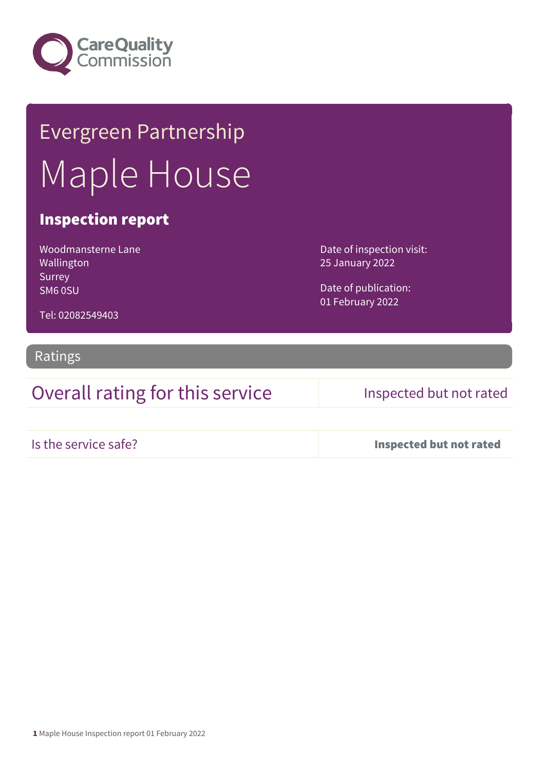Evergreen Partnership

# Maple House

## Inspection report

Woodmansterne Lane
Wallington
Surrey
SM6 0SU

Tel: 02082549403

Date of inspection visit:
25 January 2022

Date of publication:
01 February 2022

## Ratings

| Overall rating for this service | Inspected but not rated |
| --- | --- |
| Is the service safe? | **Inspected but not rated** |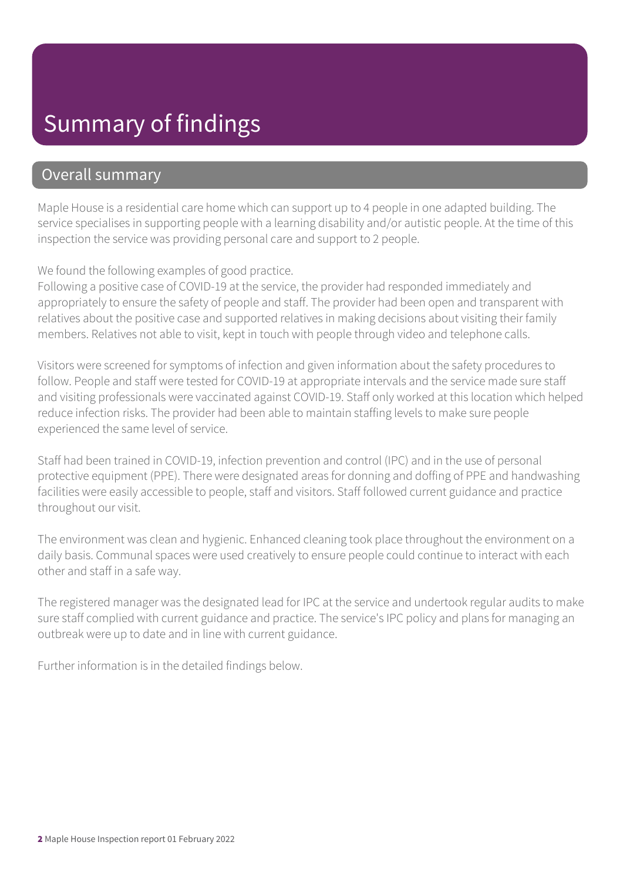# Summary of findings

## Overall summary

Maple House is a residential care home which can support up to 4 people in one adapted building. The service specialises in supporting people with a learning disability and/or autistic people. At the time of this inspection the service was providing personal care and support to 2 people.

We found the following examples of good practice.
Following a positive case of COVID-19 at the service, the provider had responded immediately and appropriately to ensure the safety of people and staff. The provider had been open and transparent with relatives about the positive case and supported relatives in making decisions about visiting their family members. Relatives not able to visit, kept in touch with people through video and telephone calls.

Visitors were screened for symptoms of infection and given information about the safety procedures to follow. People and staff were tested for COVID-19 at appropriate intervals and the service made sure staff and visiting professionals were vaccinated against COVID-19. Staff only worked at this location which helped reduce infection risks. The provider had been able to maintain staffing levels to make sure people experienced the same level of service.

Staff had been trained in COVID-19, infection prevention and control (IPC) and in the use of personal protective equipment (PPE). There were designated areas for donning and doffing of PPE and handwashing facilities were easily accessible to people, staff and visitors. Staff followed current guidance and practice throughout our visit.

The environment was clean and hygienic. Enhanced cleaning took place throughout the environment on a daily basis. Communal spaces were used creatively to ensure people could continue to interact with each other and staff in a safe way.

The registered manager was the designated lead for IPC at the service and undertook regular audits to make sure staff complied with current guidance and practice. The service's IPC policy and plans for managing an outbreak were up to date and in line with current guidance.

Further information is in the detailed findings below.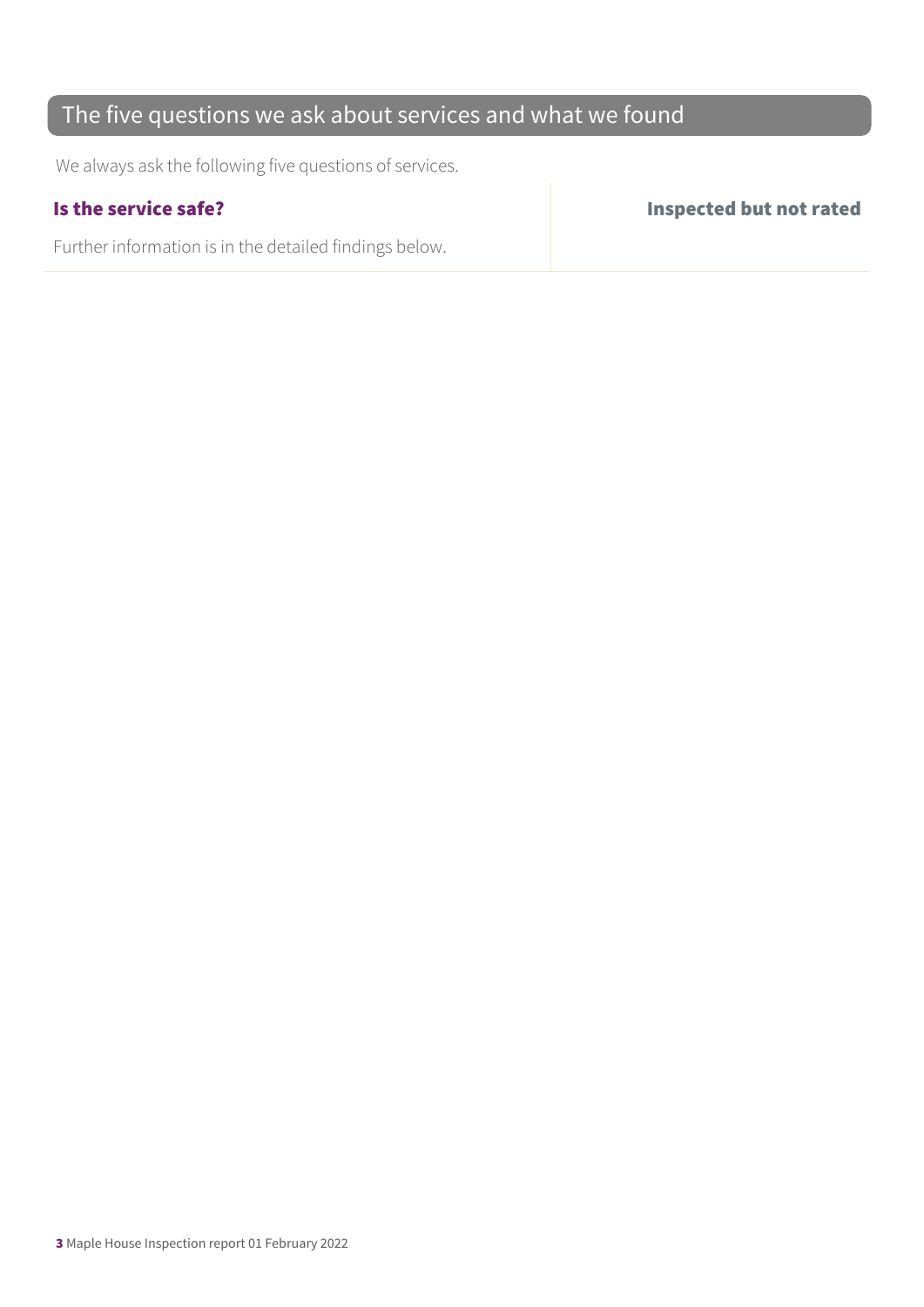## The five questions we ask about services and what we found

We always ask the following five questions of services.

| **Is the service safe?** | **Inspected but not rated** |
| --- | --- |
| Further information is in the detailed findings below. | |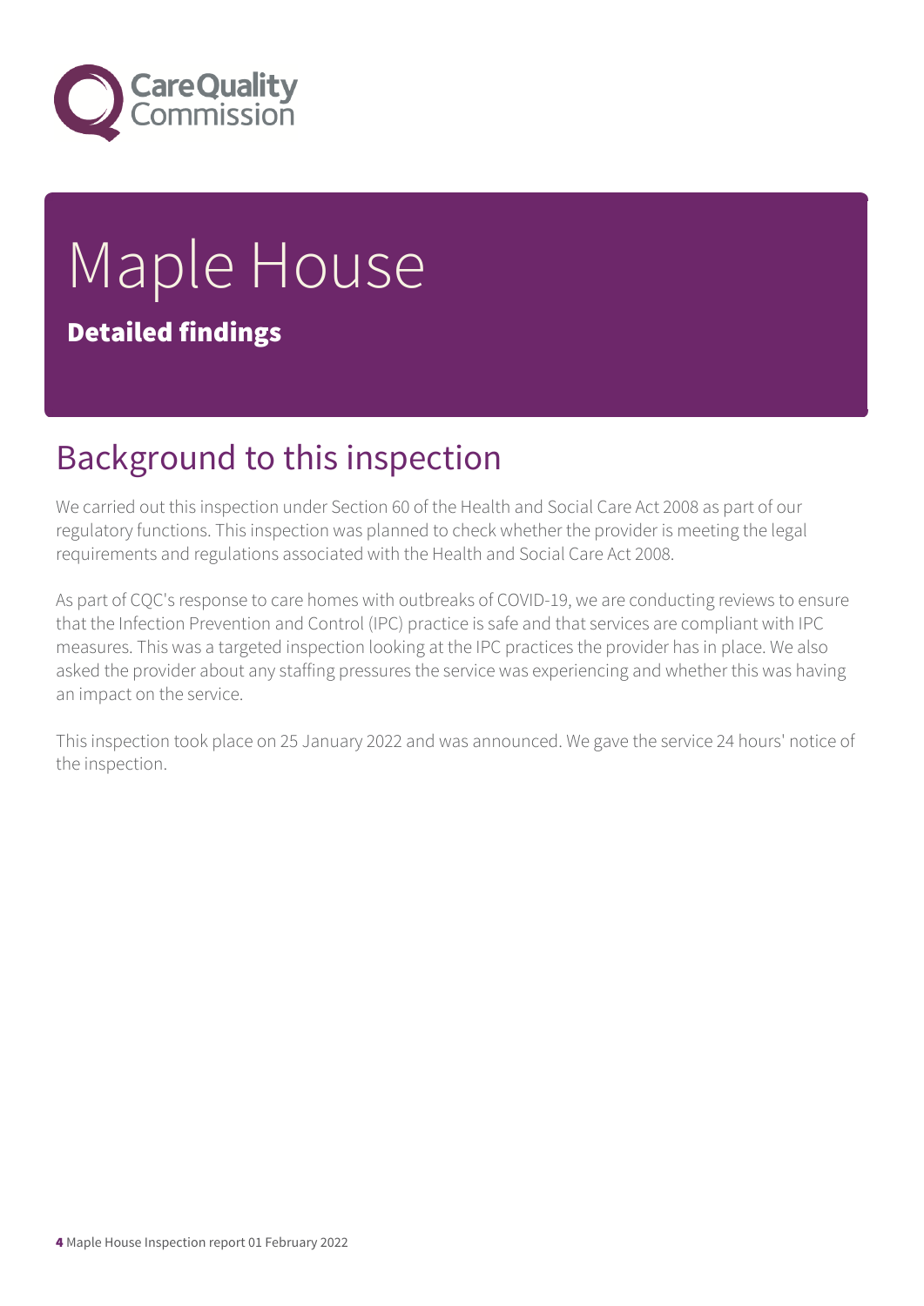# Maple House

**Detailed findings**

## Background to this inspection

We carried out this inspection under Section 60 of the Health and Social Care Act 2008 as part of our regulatory functions. This inspection was planned to check whether the provider is meeting the legal requirements and regulations associated with the Health and Social Care Act 2008.

As part of CQC's response to care homes with outbreaks of COVID-19, we are conducting reviews to ensure that the Infection Prevention and Control (IPC) practice is safe and that services are compliant with IPC measures. This was a targeted inspection looking at the IPC practices the provider has in place. We also asked the provider about any staffing pressures the service was experiencing and whether this was having an impact on the service.

This inspection took place on 25 January 2022 and was announced. We gave the service 24 hours' notice of the inspection.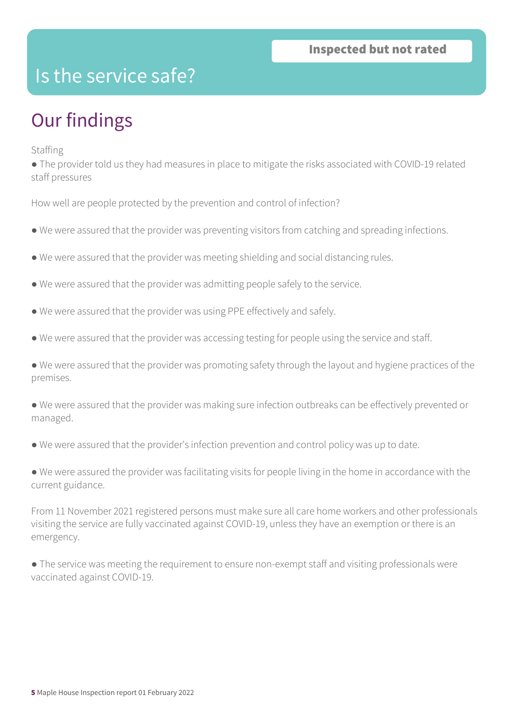# Is the service safe?

**Inspected but not rated**

## Our findings

Staffing

- The provider told us they had measures in place to mitigate the risks associated with COVID-19 related staff pressures

How well are people protected by the prevention and control of infection?

- We were assured that the provider was preventing visitors from catching and spreading infections.
- We were assured that the provider was meeting shielding and social distancing rules.
- We were assured that the provider was admitting people safely to the service.
- We were assured that the provider was using PPE effectively and safely.
- We were assured that the provider was accessing testing for people using the service and staff.
- We were assured that the provider was promoting safety through the layout and hygiene practices of the premises.
- We were assured that the provider was making sure infection outbreaks can be effectively prevented or managed.
- We were assured that the provider's infection prevention and control policy was up to date.
- We were assured the provider was facilitating visits for people living in the home in accordance with the current guidance.

From 11 November 2021 registered persons must make sure all care home workers and other professionals visiting the service are fully vaccinated against COVID-19, unless they have an exemption or there is an emergency.

- The service was meeting the requirement to ensure non-exempt staff and visiting professionals were vaccinated against COVID-19.